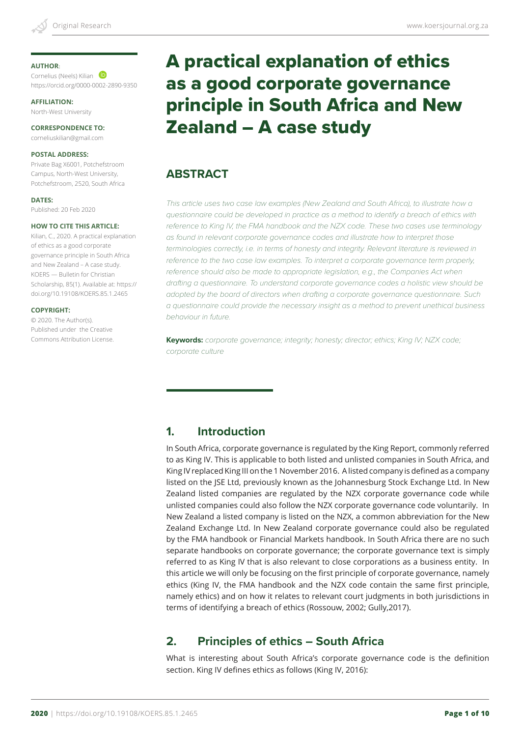**AUTHOR**:
Cornelius (Neels) Kilian
https://orcid.org/0000-0002-2890-9350

**AFFILIATION:**
North-West University

**CORRESPONDENCE TO:**
corneliuskilian@gmail.com

**POSTAL ADDRESS:**
Private Bag X6001, Potchefstroom Campus, North-West University, Potchefstroom, 2520, South Africa

**DATES:**
Published: 20 Feb 2020

**HOW TO CITE THIS ARTICLE:**
Kilian, C., 2020. A practical explanation of ethics as a good corporate governance principle in South Africa and New Zealand – A case study. KOERS — Bulletin for Christian Scholarship, 85(1). Available at: https://doi.org/10.19108/KOERS.85.1.2465

**COPYRIGHT:**
© 2020. The Author(s). Published under the Creative Commons Attribution License.

# A practical explanation of ethics as a good corporate governance principle in South Africa and New Zealand – A case study

## ABSTRACT

*This article uses two case law examples (New Zealand and South Africa), to illustrate how a questionnaire could be developed in practice as a method to identify a breach of ethics with reference to King IV, the FMA handbook and the NZX code. These two cases use terminology as found in relevant corporate governance codes and illustrate how to interpret those terminologies correctly, i.e. in terms of honesty and integrity. Relevant literature is reviewed in reference to the two case law examples. To interpret a corporate governance term properly, reference should also be made to appropriate legislation, e.g., the Companies Act when drafting a questionnaire. To understand corporate governance codes a holistic view should be adopted by the board of directors when drafting a corporate governance questionnaire. Such a questionnaire could provide the necessary insight as a method to prevent unethical business behaviour in future.*

**Keywords:** *corporate governance; integrity; honesty; director; ethics; King IV; NZX code; corporate culture*

## 1. Introduction

In South Africa, corporate governance is regulated by the King Report, commonly referred to as King IV. This is applicable to both listed and unlisted companies in South Africa, and King IV replaced King III on the 1 November 2016. A listed company is defined as a company listed on the JSE Ltd, previously known as the Johannesburg Stock Exchange Ltd. In New Zealand listed companies are regulated by the NZX corporate governance code while unlisted companies could also follow the NZX corporate governance code voluntarily. In New Zealand a listed company is listed on the NZX, a common abbreviation for the New Zealand Exchange Ltd. In New Zealand corporate governance could also be regulated by the FMA handbook or Financial Markets handbook. In South Africa there are no such separate handbooks on corporate governance; the corporate governance text is simply referred to as King IV that is also relevant to close corporations as a business entity. In this article we will only be focusing on the first principle of corporate governance, namely ethics (King IV, the FMA handbook and the NZX code contain the same first principle, namely ethics) and on how it relates to relevant court judgments in both jurisdictions in terms of identifying a breach of ethics (Rossouw, 2002; Gully,2017).

## 2. Principles of ethics – South Africa

What is interesting about South Africa's corporate governance code is the definition section. King IV defines ethics as follows (King IV, 2016):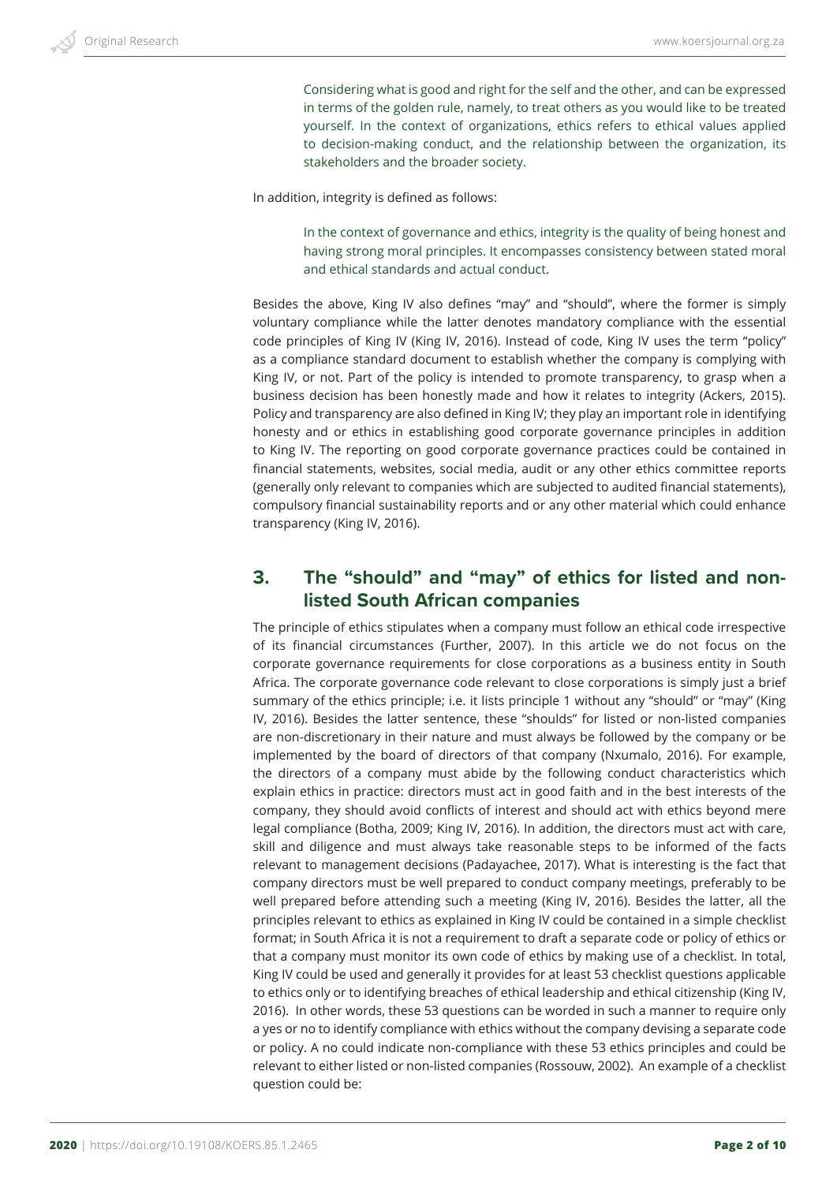> Considering what is good and right for the self and the other, and can be expressed in terms of the golden rule, namely, to treat others as you would like to be treated yourself. In the context of organizations, ethics refers to ethical values applied to decision-making conduct, and the relationship between the organization, its stakeholders and the broader society.

In addition, integrity is defined as follows:

> In the context of governance and ethics, integrity is the quality of being honest and having strong moral principles. It encompasses consistency between stated moral and ethical standards and actual conduct.

Besides the above, King IV also defines "may" and "should", where the former is simply voluntary compliance while the latter denotes mandatory compliance with the essential code principles of King IV (King IV, 2016). Instead of code, King IV uses the term "policy" as a compliance standard document to establish whether the company is complying with King IV, or not. Part of the policy is intended to promote transparency, to grasp when a business decision has been honestly made and how it relates to integrity (Ackers, 2015). Policy and transparency are also defined in King IV; they play an important role in identifying honesty and or ethics in establishing good corporate governance principles in addition to King IV. The reporting on good corporate governance practices could be contained in financial statements, websites, social media, audit or any other ethics committee reports (generally only relevant to companies which are subjected to audited financial statements), compulsory financial sustainability reports and or any other material which could enhance transparency (King IV, 2016).

## 3. The "should" and "may" of ethics for listed and non-listed South African companies

The principle of ethics stipulates when a company must follow an ethical code irrespective of its financial circumstances (Further, 2007). In this article we do not focus on the corporate governance requirements for close corporations as a business entity in South Africa. The corporate governance code relevant to close corporations is simply just a brief summary of the ethics principle; i.e. it lists principle 1 without any "should" or "may" (King IV, 2016). Besides the latter sentence, these "shoulds" for listed or non-listed companies are non-discretionary in their nature and must always be followed by the company or be implemented by the board of directors of that company (Nxumalo, 2016). For example, the directors of a company must abide by the following conduct characteristics which explain ethics in practice: directors must act in good faith and in the best interests of the company, they should avoid conflicts of interest and should act with ethics beyond mere legal compliance (Botha, 2009; King IV, 2016). In addition, the directors must act with care, skill and diligence and must always take reasonable steps to be informed of the facts relevant to management decisions (Padayachee, 2017). What is interesting is the fact that company directors must be well prepared to conduct company meetings, preferably to be well prepared before attending such a meeting (King IV, 2016). Besides the latter, all the principles relevant to ethics as explained in King IV could be contained in a simple checklist format; in South Africa it is not a requirement to draft a separate code or policy of ethics or that a company must monitor its own code of ethics by making use of a checklist. In total, King IV could be used and generally it provides for at least 53 checklist questions applicable to ethics only or to identifying breaches of ethical leadership and ethical citizenship (King IV, 2016). In other words, these 53 questions can be worded in such a manner to require only a yes or no to identify compliance with ethics without the company devising a separate code or policy. A no could indicate non-compliance with these 53 ethics principles and could be relevant to either listed or non-listed companies (Rossouw, 2002). An example of a checklist question could be: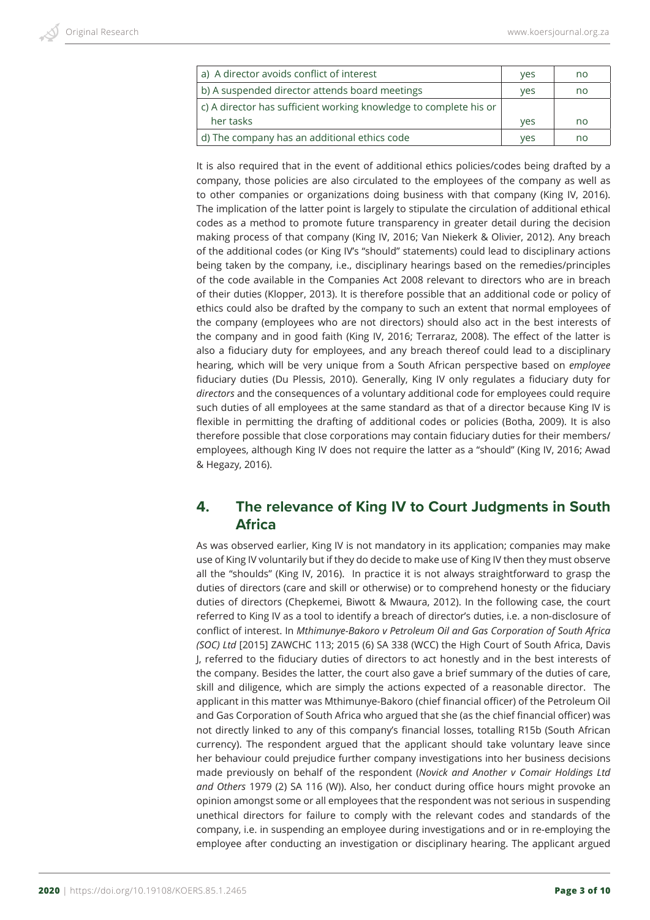| | | |
|---|---|---|
| a) A director avoids conflict of interest | yes | no |
| b) A suspended director attends board meetings | yes | no |
| c) A director has sufficient working knowledge to complete his or her tasks | yes | no |
| d) The company has an additional ethics code | yes | no |

It is also required that in the event of additional ethics policies/codes being drafted by a company, those policies are also circulated to the employees of the company as well as to other companies or organizations doing business with that company (King IV, 2016). The implication of the latter point is largely to stipulate the circulation of additional ethical codes as a method to promote future transparency in greater detail during the decision making process of that company (King IV, 2016; Van Niekerk & Olivier, 2012). Any breach of the additional codes (or King IV's "should" statements) could lead to disciplinary actions being taken by the company, i.e., disciplinary hearings based on the remedies/principles of the code available in the Companies Act 2008 relevant to directors who are in breach of their duties (Klopper, 2013). It is therefore possible that an additional code or policy of ethics could also be drafted by the company to such an extent that normal employees of the company (employees who are not directors) should also act in the best interests of the company and in good faith (King IV, 2016; Terraraz, 2008). The effect of the latter is also a fiduciary duty for employees, and any breach thereof could lead to a disciplinary hearing, which will be very unique from a South African perspective based on *employee* fiduciary duties (Du Plessis, 2010). Generally, King IV only regulates a fiduciary duty for *directors* and the consequences of a voluntary additional code for employees could require such duties of all employees at the same standard as that of a director because King IV is flexible in permitting the drafting of additional codes or policies (Botha, 2009). It is also therefore possible that close corporations may contain fiduciary duties for their members/employees, although King IV does not require the latter as a "should" (King IV, 2016; Awad & Hegazy, 2016).

## 4. The relevance of King IV to Court Judgments in South Africa

As was observed earlier, King IV is not mandatory in its application; companies may make use of King IV voluntarily but if they do decide to make use of King IV then they must observe all the "shoulds" (King IV, 2016). In practice it is not always straightforward to grasp the duties of directors (care and skill or otherwise) or to comprehend honesty or the fiduciary duties of directors (Chepkemei, Biwott & Mwaura, 2012). In the following case, the court referred to King IV as a tool to identify a breach of director's duties, i.e. a non-disclosure of conflict of interest. In *Mthimunye-Bakoro v Petroleum Oil and Gas Corporation of South Africa (SOC) Ltd* [2015] ZAWCHC 113; 2015 (6) SA 338 (WCC) the High Court of South Africa, Davis J, referred to the fiduciary duties of directors to act honestly and in the best interests of the company. Besides the latter, the court also gave a brief summary of the duties of care, skill and diligence, which are simply the actions expected of a reasonable director. The applicant in this matter was Mthimunye-Bakoro (chief financial officer) of the Petroleum Oil and Gas Corporation of South Africa who argued that she (as the chief financial officer) was not directly linked to any of this company's financial losses, totalling R15b (South African currency). The respondent argued that the applicant should take voluntary leave since her behaviour could prejudice further company investigations into her business decisions made previously on behalf of the respondent (*Novick and Another v Comair Holdings Ltd and Others* 1979 (2) SA 116 (W)). Also, her conduct during office hours might provoke an opinion amongst some or all employees that the respondent was not serious in suspending unethical directors for failure to comply with the relevant codes and standards of the company, i.e. in suspending an employee during investigations and or in re-employing the employee after conducting an investigation or disciplinary hearing. The applicant argued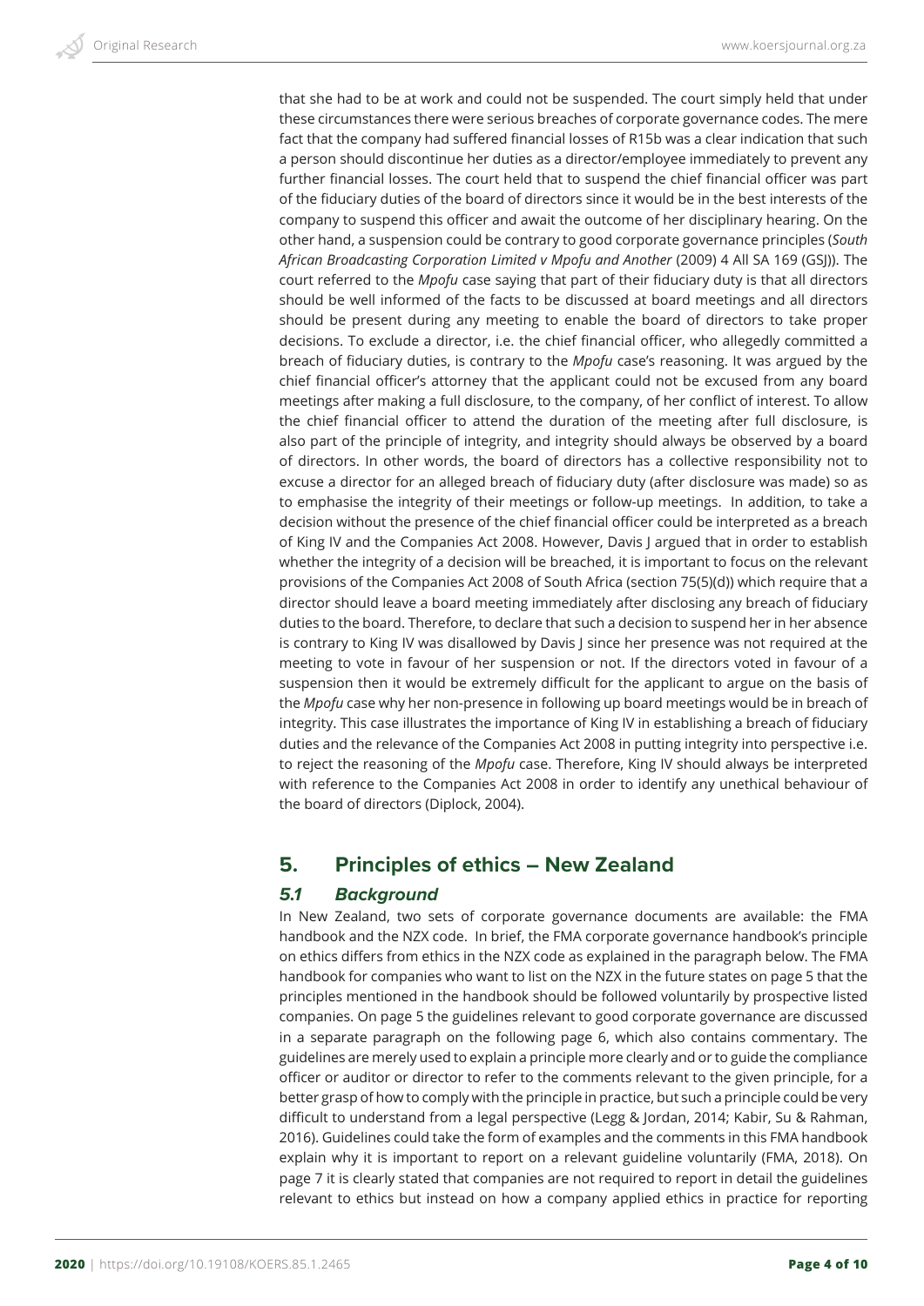that she had to be at work and could not be suspended. The court simply held that under these circumstances there were serious breaches of corporate governance codes. The mere fact that the company had suffered financial losses of R15b was a clear indication that such a person should discontinue her duties as a director/employee immediately to prevent any further financial losses. The court held that to suspend the chief financial officer was part of the fiduciary duties of the board of directors since it would be in the best interests of the company to suspend this officer and await the outcome of her disciplinary hearing. On the other hand, a suspension could be contrary to good corporate governance principles (*South African Broadcasting Corporation Limited v Mpofu and Another* (2009) 4 All SA 169 (GSJ)). The court referred to the *Mpofu* case saying that part of their fiduciary duty is that all directors should be well informed of the facts to be discussed at board meetings and all directors should be present during any meeting to enable the board of directors to take proper decisions. To exclude a director, i.e. the chief financial officer, who allegedly committed a breach of fiduciary duties, is contrary to the *Mpofu* case's reasoning. It was argued by the chief financial officer's attorney that the applicant could not be excused from any board meetings after making a full disclosure, to the company, of her conflict of interest. To allow the chief financial officer to attend the duration of the meeting after full disclosure, is also part of the principle of integrity, and integrity should always be observed by a board of directors. In other words, the board of directors has a collective responsibility not to excuse a director for an alleged breach of fiduciary duty (after disclosure was made) so as to emphasise the integrity of their meetings or follow-up meetings. In addition, to take a decision without the presence of the chief financial officer could be interpreted as a breach of King IV and the Companies Act 2008. However, Davis J argued that in order to establish whether the integrity of a decision will be breached, it is important to focus on the relevant provisions of the Companies Act 2008 of South Africa (section 75(5)(d)) which require that a director should leave a board meeting immediately after disclosing any breach of fiduciary duties to the board. Therefore, to declare that such a decision to suspend her in her absence is contrary to King IV was disallowed by Davis J since her presence was not required at the meeting to vote in favour of her suspension or not. If the directors voted in favour of a suspension then it would be extremely difficult for the applicant to argue on the basis of the *Mpofu* case why her non-presence in following up board meetings would be in breach of integrity. This case illustrates the importance of King IV in establishing a breach of fiduciary duties and the relevance of the Companies Act 2008 in putting integrity into perspective i.e. to reject the reasoning of the *Mpofu* case. Therefore, King IV should always be interpreted with reference to the Companies Act 2008 in order to identify any unethical behaviour of the board of directors (Diplock, 2004).

## 5. Principles of ethics – New Zealand

### *5.1 Background*

In New Zealand, two sets of corporate governance documents are available: the FMA handbook and the NZX code. In brief, the FMA corporate governance handbook's principle on ethics differs from ethics in the NZX code as explained in the paragraph below. The FMA handbook for companies who want to list on the NZX in the future states on page 5 that the principles mentioned in the handbook should be followed voluntarily by prospective listed companies. On page 5 the guidelines relevant to good corporate governance are discussed in a separate paragraph on the following page 6, which also contains commentary. The guidelines are merely used to explain a principle more clearly and or to guide the compliance officer or auditor or director to refer to the comments relevant to the given principle, for a better grasp of how to comply with the principle in practice, but such a principle could be very difficult to understand from a legal perspective (Legg & Jordan, 2014; Kabir, Su & Rahman, 2016). Guidelines could take the form of examples and the comments in this FMA handbook explain why it is important to report on a relevant guideline voluntarily (FMA, 2018). On page 7 it is clearly stated that companies are not required to report in detail the guidelines relevant to ethics but instead on how a company applied ethics in practice for reporting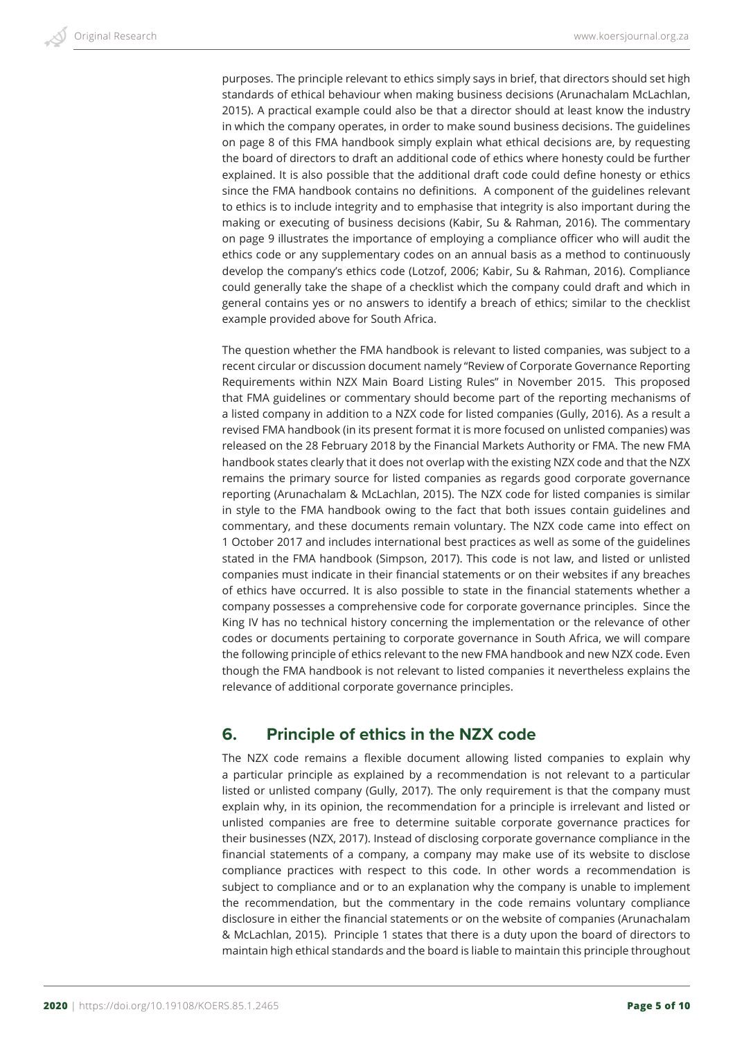purposes. The principle relevant to ethics simply says in brief, that directors should set high standards of ethical behaviour when making business decisions (Arunachalam McLachlan, 2015). A practical example could also be that a director should at least know the industry in which the company operates, in order to make sound business decisions. The guidelines on page 8 of this FMA handbook simply explain what ethical decisions are, by requesting the board of directors to draft an additional code of ethics where honesty could be further explained. It is also possible that the additional draft code could define honesty or ethics since the FMA handbook contains no definitions. A component of the guidelines relevant to ethics is to include integrity and to emphasise that integrity is also important during the making or executing of business decisions (Kabir, Su & Rahman, 2016). The commentary on page 9 illustrates the importance of employing a compliance officer who will audit the ethics code or any supplementary codes on an annual basis as a method to continuously develop the company's ethics code (Lotzof, 2006; Kabir, Su & Rahman, 2016). Compliance could generally take the shape of a checklist which the company could draft and which in general contains yes or no answers to identify a breach of ethics; similar to the checklist example provided above for South Africa.

The question whether the FMA handbook is relevant to listed companies, was subject to a recent circular or discussion document namely "Review of Corporate Governance Reporting Requirements within NZX Main Board Listing Rules" in November 2015. This proposed that FMA guidelines or commentary should become part of the reporting mechanisms of a listed company in addition to a NZX code for listed companies (Gully, 2016). As a result a revised FMA handbook (in its present format it is more focused on unlisted companies) was released on the 28 February 2018 by the Financial Markets Authority or FMA. The new FMA handbook states clearly that it does not overlap with the existing NZX code and that the NZX remains the primary source for listed companies as regards good corporate governance reporting (Arunachalam & McLachlan, 2015). The NZX code for listed companies is similar in style to the FMA handbook owing to the fact that both issues contain guidelines and commentary, and these documents remain voluntary. The NZX code came into effect on 1 October 2017 and includes international best practices as well as some of the guidelines stated in the FMA handbook (Simpson, 2017). This code is not law, and listed or unlisted companies must indicate in their financial statements or on their websites if any breaches of ethics have occurred. It is also possible to state in the financial statements whether a company possesses a comprehensive code for corporate governance principles. Since the King IV has no technical history concerning the implementation or the relevance of other codes or documents pertaining to corporate governance in South Africa, we will compare the following principle of ethics relevant to the new FMA handbook and new NZX code. Even though the FMA handbook is not relevant to listed companies it nevertheless explains the relevance of additional corporate governance principles.

## 6. Principle of ethics in the NZX code

The NZX code remains a flexible document allowing listed companies to explain why a particular principle as explained by a recommendation is not relevant to a particular listed or unlisted company (Gully, 2017). The only requirement is that the company must explain why, in its opinion, the recommendation for a principle is irrelevant and listed or unlisted companies are free to determine suitable corporate governance practices for their businesses (NZX, 2017). Instead of disclosing corporate governance compliance in the financial statements of a company, a company may make use of its website to disclose compliance practices with respect to this code. In other words a recommendation is subject to compliance and or to an explanation why the company is unable to implement the recommendation, but the commentary in the code remains voluntary compliance disclosure in either the financial statements or on the website of companies (Arunachalam & McLachlan, 2015). Principle 1 states that there is a duty upon the board of directors to maintain high ethical standards and the board is liable to maintain this principle throughout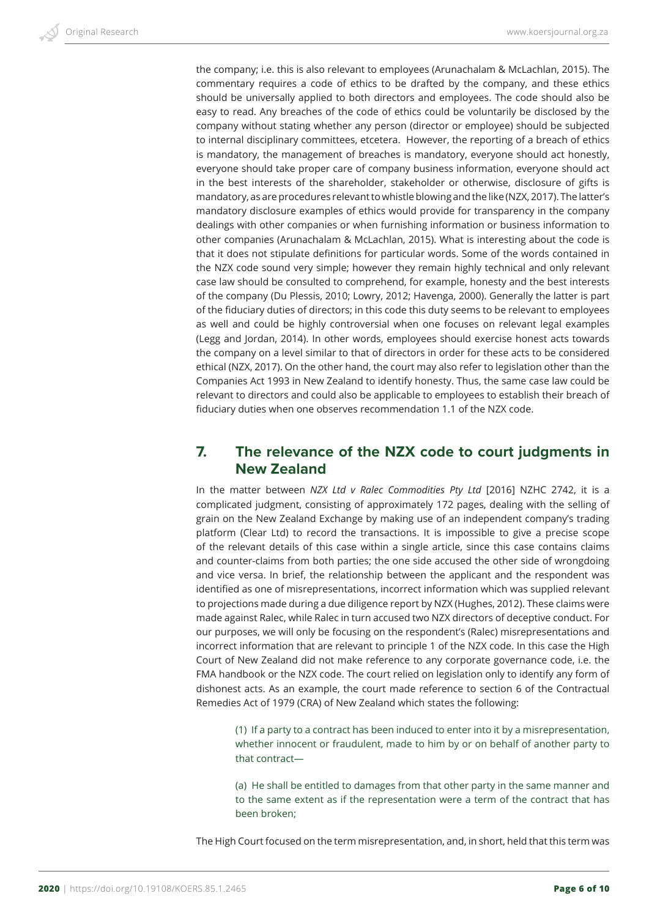the company; i.e. this is also relevant to employees (Arunachalam & McLachlan, 2015). The commentary requires a code of ethics to be drafted by the company, and these ethics should be universally applied to both directors and employees. The code should also be easy to read. Any breaches of the code of ethics could be voluntarily be disclosed by the company without stating whether any person (director or employee) should be subjected to internal disciplinary committees, etcetera. However, the reporting of a breach of ethics is mandatory, the management of breaches is mandatory, everyone should act honestly, everyone should take proper care of company business information, everyone should act in the best interests of the shareholder, stakeholder or otherwise, disclosure of gifts is mandatory, as are procedures relevant to whistle blowing and the like (NZX, 2017). The latter's mandatory disclosure examples of ethics would provide for transparency in the company dealings with other companies or when furnishing information or business information to other companies (Arunachalam & McLachlan, 2015). What is interesting about the code is that it does not stipulate definitions for particular words. Some of the words contained in the NZX code sound very simple; however they remain highly technical and only relevant case law should be consulted to comprehend, for example, honesty and the best interests of the company (Du Plessis, 2010; Lowry, 2012; Havenga, 2000). Generally the latter is part of the fiduciary duties of directors; in this code this duty seems to be relevant to employees as well and could be highly controversial when one focuses on relevant legal examples (Legg and Jordan, 2014). In other words, employees should exercise honest acts towards the company on a level similar to that of directors in order for these acts to be considered ethical (NZX, 2017). On the other hand, the court may also refer to legislation other than the Companies Act 1993 in New Zealand to identify honesty. Thus, the same case law could be relevant to directors and could also be applicable to employees to establish their breach of fiduciary duties when one observes recommendation 1.1 of the NZX code.

## 7. The relevance of the NZX code to court judgments in New Zealand

In the matter between *NZX Ltd v Ralec Commodities Pty Ltd* [2016] NZHC 2742, it is a complicated judgment, consisting of approximately 172 pages, dealing with the selling of grain on the New Zealand Exchange by making use of an independent company's trading platform (Clear Ltd) to record the transactions. It is impossible to give a precise scope of the relevant details of this case within a single article, since this case contains claims and counter-claims from both parties; the one side accused the other side of wrongdoing and vice versa. In brief, the relationship between the applicant and the respondent was identified as one of misrepresentations, incorrect information which was supplied relevant to projections made during a due diligence report by NZX (Hughes, 2012). These claims were made against Ralec, while Ralec in turn accused two NZX directors of deceptive conduct. For our purposes, we will only be focusing on the respondent's (Ralec) misrepresentations and incorrect information that are relevant to principle 1 of the NZX code. In this case the High Court of New Zealand did not make reference to any corporate governance code, i.e. the FMA handbook or the NZX code. The court relied on legislation only to identify any form of dishonest acts. As an example, the court made reference to section 6 of the Contractual Remedies Act of 1979 (CRA) of New Zealand which states the following:

> (1) If a party to a contract has been induced to enter into it by a misrepresentation, whether innocent or fraudulent, made to him by or on behalf of another party to that contract—
>
> (a) He shall be entitled to damages from that other party in the same manner and to the same extent as if the representation were a term of the contract that has been broken;

The High Court focused on the term misrepresentation, and, in short, held that this term was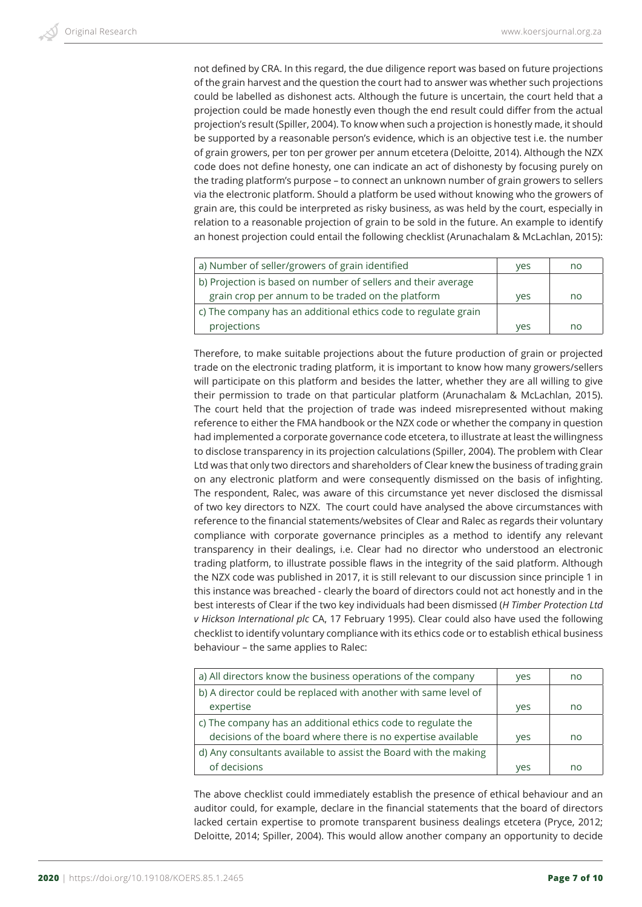not defined by CRA. In this regard, the due diligence report was based on future projections of the grain harvest and the question the court had to answer was whether such projections could be labelled as dishonest acts. Although the future is uncertain, the court held that a projection could be made honestly even though the end result could differ from the actual projection's result (Spiller, 2004). To know when such a projection is honestly made, it should be supported by a reasonable person's evidence, which is an objective test i.e. the number of grain growers, per ton per grower per annum etcetera (Deloitte, 2014). Although the NZX code does not define honesty, one can indicate an act of dishonesty by focusing purely on the trading platform's purpose – to connect an unknown number of grain growers to sellers via the electronic platform. Should a platform be used without knowing who the growers of grain are, this could be interpreted as risky business, as was held by the court, especially in relation to a reasonable projection of grain to be sold in the future. An example to identify an honest projection could entail the following checklist (Arunachalam & McLachlan, 2015):

| | | |
|---|---|---|
| a) Number of seller/growers of grain identified | yes | no |
| b) Projection is based on number of sellers and their average grain crop per annum to be traded on the platform | yes | no |
| c) The company has an additional ethics code to regulate grain projections | yes | no |

Therefore, to make suitable projections about the future production of grain or projected trade on the electronic trading platform, it is important to know how many growers/sellers will participate on this platform and besides the latter, whether they are all willing to give their permission to trade on that particular platform (Arunachalam & McLachlan, 2015). The court held that the projection of trade was indeed misrepresented without making reference to either the FMA handbook or the NZX code or whether the company in question had implemented a corporate governance code etcetera, to illustrate at least the willingness to disclose transparency in its projection calculations (Spiller, 2004). The problem with Clear Ltd was that only two directors and shareholders of Clear knew the business of trading grain on any electronic platform and were consequently dismissed on the basis of infighting. The respondent, Ralec, was aware of this circumstance yet never disclosed the dismissal of two key directors to NZX. The court could have analysed the above circumstances with reference to the financial statements/websites of Clear and Ralec as regards their voluntary compliance with corporate governance principles as a method to identify any relevant transparency in their dealings, i.e. Clear had no director who understood an electronic trading platform, to illustrate possible flaws in the integrity of the said platform. Although the NZX code was published in 2017, it is still relevant to our discussion since principle 1 in this instance was breached - clearly the board of directors could not act honestly and in the best interests of Clear if the two key individuals had been dismissed (*H Timber Protection Ltd v Hickson International plc* CA, 17 February 1995). Clear could also have used the following checklist to identify voluntary compliance with its ethics code or to establish ethical business behaviour – the same applies to Ralec:

| | | |
|---|---|---|
| a) All directors know the business operations of the company | yes | no |
| b) A director could be replaced with another with same level of expertise | yes | no |
| c) The company has an additional ethics code to regulate the decisions of the board where there is no expertise available | yes | no |
| d) Any consultants available to assist the Board with the making of decisions | yes | no |

The above checklist could immediately establish the presence of ethical behaviour and an auditor could, for example, declare in the financial statements that the board of directors lacked certain expertise to promote transparent business dealings etcetera (Pryce, 2012; Deloitte, 2014; Spiller, 2004). This would allow another company an opportunity to decide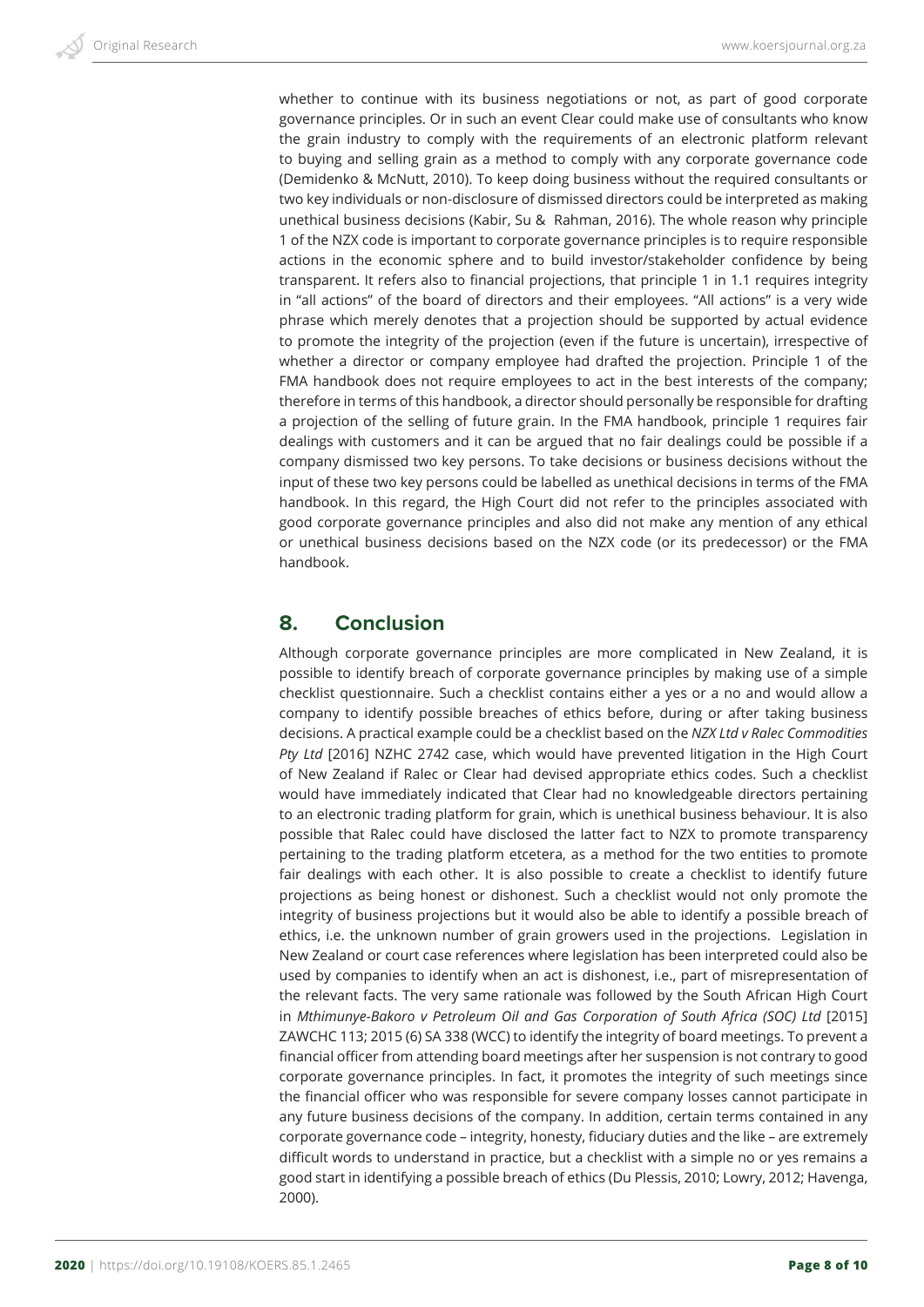whether to continue with its business negotiations or not, as part of good corporate governance principles. Or in such an event Clear could make use of consultants who know the grain industry to comply with the requirements of an electronic platform relevant to buying and selling grain as a method to comply with any corporate governance code (Demidenko & McNutt, 2010). To keep doing business without the required consultants or two key individuals or non-disclosure of dismissed directors could be interpreted as making unethical business decisions (Kabir, Su & Rahman, 2016). The whole reason why principle 1 of the NZX code is important to corporate governance principles is to require responsible actions in the economic sphere and to build investor/stakeholder confidence by being transparent. It refers also to financial projections, that principle 1 in 1.1 requires integrity in "all actions" of the board of directors and their employees. "All actions" is a very wide phrase which merely denotes that a projection should be supported by actual evidence to promote the integrity of the projection (even if the future is uncertain), irrespective of whether a director or company employee had drafted the projection. Principle 1 of the FMA handbook does not require employees to act in the best interests of the company; therefore in terms of this handbook, a director should personally be responsible for drafting a projection of the selling of future grain. In the FMA handbook, principle 1 requires fair dealings with customers and it can be argued that no fair dealings could be possible if a company dismissed two key persons. To take decisions or business decisions without the input of these two key persons could be labelled as unethical decisions in terms of the FMA handbook. In this regard, the High Court did not refer to the principles associated with good corporate governance principles and also did not make any mention of any ethical or unethical business decisions based on the NZX code (or its predecessor) or the FMA handbook.

## 8. Conclusion

Although corporate governance principles are more complicated in New Zealand, it is possible to identify breach of corporate governance principles by making use of a simple checklist questionnaire. Such a checklist contains either a yes or a no and would allow a company to identify possible breaches of ethics before, during or after taking business decisions. A practical example could be a checklist based on the *NZX Ltd v Ralec Commodities Pty Ltd* [2016] NZHC 2742 case, which would have prevented litigation in the High Court of New Zealand if Ralec or Clear had devised appropriate ethics codes. Such a checklist would have immediately indicated that Clear had no knowledgeable directors pertaining to an electronic trading platform for grain, which is unethical business behaviour. It is also possible that Ralec could have disclosed the latter fact to NZX to promote transparency pertaining to the trading platform etcetera, as a method for the two entities to promote fair dealings with each other. It is also possible to create a checklist to identify future projections as being honest or dishonest. Such a checklist would not only promote the integrity of business projections but it would also be able to identify a possible breach of ethics, i.e. the unknown number of grain growers used in the projections. Legislation in New Zealand or court case references where legislation has been interpreted could also be used by companies to identify when an act is dishonest, i.e., part of misrepresentation of the relevant facts. The very same rationale was followed by the South African High Court in *Mthimunye-Bakoro v Petroleum Oil and Gas Corporation of South Africa (SOC) Ltd* [2015] ZAWCHC 113; 2015 (6) SA 338 (WCC) to identify the integrity of board meetings. To prevent a financial officer from attending board meetings after her suspension is not contrary to good corporate governance principles. In fact, it promotes the integrity of such meetings since the financial officer who was responsible for severe company losses cannot participate in any future business decisions of the company. In addition, certain terms contained in any corporate governance code – integrity, honesty, fiduciary duties and the like – are extremely difficult words to understand in practice, but a checklist with a simple no or yes remains a good start in identifying a possible breach of ethics (Du Plessis, 2010; Lowry, 2012; Havenga, 2000).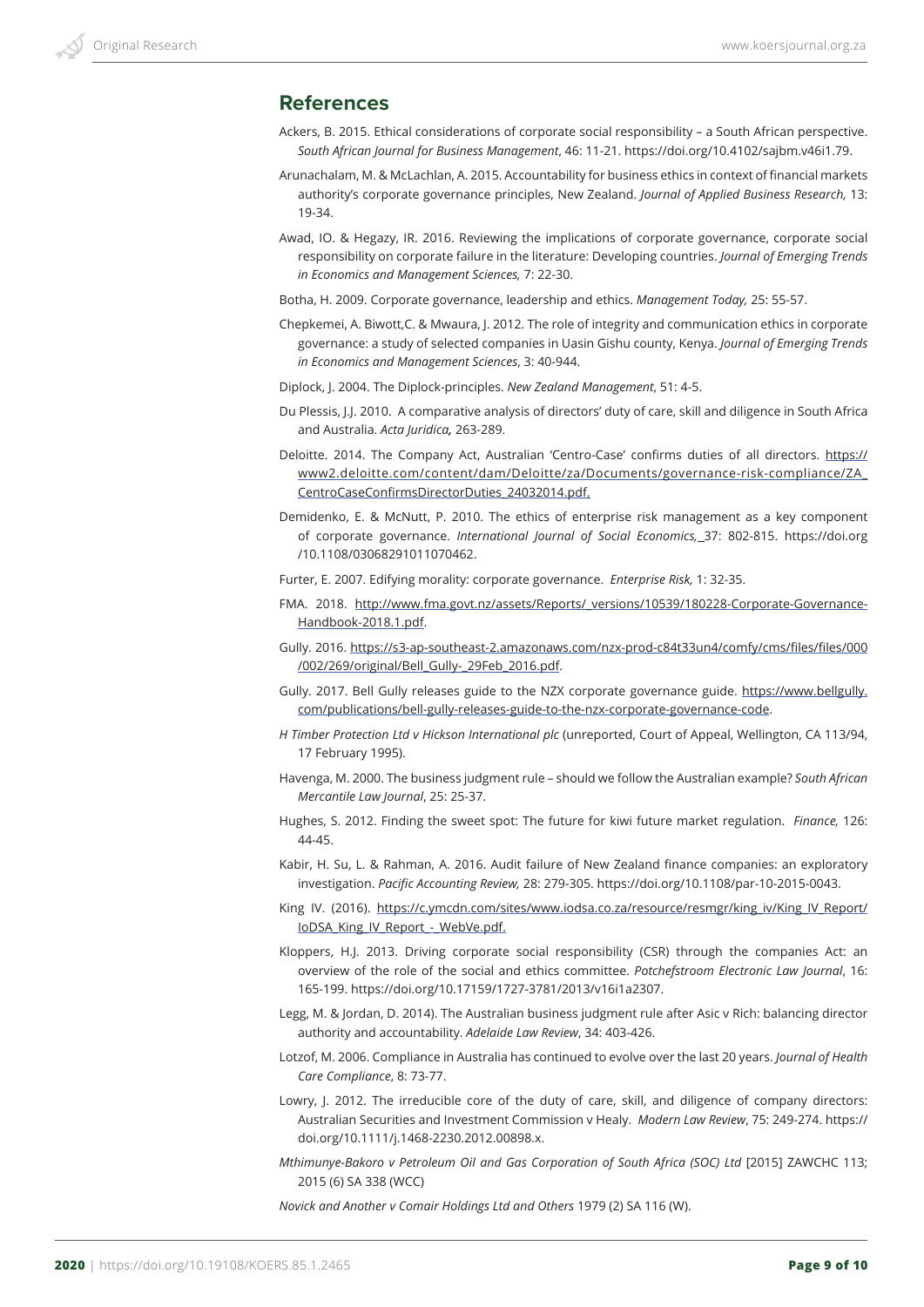## References

Ackers, B. 2015. Ethical considerations of corporate social responsibility – a South African perspective. *South African Journal for Business Management*, 46: 11-21. https://doi.org/10.4102/sajbm.v46i1.79.

Arunachalam, M. & McLachlan, A. 2015. Accountability for business ethics in context of financial markets authority's corporate governance principles, New Zealand. *Journal of Applied Business Research,* 13: 19-34.

Awad, IO. & Hegazy, IR. 2016. Reviewing the implications of corporate governance, corporate social responsibility on corporate failure in the literature: Developing countries. *Journal of Emerging Trends in Economics and Management Sciences,* 7: 22-30.

Botha, H. 2009. Corporate governance, leadership and ethics. *Management Today,* 25: 55-57.

Chepkemei, A. Biwott,C. & Mwaura, J. 2012. The role of integrity and communication ethics in corporate governance: a study of selected companies in Uasin Gishu county, Kenya. *Journal of Emerging Trends in Economics and Management Sciences*, 3: 40-944.

Diplock, J. 2004. The Diplock-principles. *New Zealand Management*, 51: 4-5.

Du Plessis, J.J. 2010. A comparative analysis of directors' duty of care, skill and diligence in South Africa and Australia. *Acta Juridica,* 263-289.

Deloitte. 2014. The Company Act, Australian 'Centro-Case' confirms duties of all directors. https://www2.deloitte.com/content/dam/Deloitte/za/Documents/governance-risk-compliance/ZA_CentroCaseConfirmsDirectorDuties_24032014.pdf.

Demidenko, E. & McNutt, P. 2010. The ethics of enterprise risk management as a key component of corporate governance. *International Journal of Social Economics,* 37: 802-815. https://doi.org/10.1108/03068291011070462.

Furter, E. 2007. Edifying morality: corporate governance. *Enterprise Risk,* 1: 32-35.

FMA. 2018. http://www.fma.govt.nz/assets/Reports/_versions/10539/180228-Corporate-Governance-Handbook-2018.1.pdf.

Gully. 2016. https://s3-ap-southeast-2.amazonaws.com/nzx-prod-c84t33un4/comfy/cms/files/files/000/002/269/original/Bell_Gully-_29Feb_2016.pdf.

Gully. 2017. Bell Gully releases guide to the NZX corporate governance guide. https://www.bellgully.com/publications/bell-gully-releases-guide-to-the-nzx-corporate-governance-code.

*H Timber Protection Ltd v Hickson International plc* (unreported, Court of Appeal, Wellington, CA 113/94, 17 February 1995).

Havenga, M. 2000. The business judgment rule – should we follow the Australian example? *South African Mercantile Law Journal*, 25: 25-37.

Hughes, S. 2012. Finding the sweet spot: The future for kiwi future market regulation. *Finance,* 126: 44-45.

Kabir, H. Su, L. & Rahman, A. 2016. Audit failure of New Zealand finance companies: an exploratory investigation. *Pacific Accounting Review,* 28: 279-305. https://doi.org/10.1108/par-10-2015-0043.

King IV. (2016). https://c.ymcdn.com/sites/www.iodsa.co.za/resource/resmgr/king_iv/King_IV_Report/IoDSA_King_IV_Report_-_WebVe.pdf.

Kloppers, H.J. 2013. Driving corporate social responsibility (CSR) through the companies Act: an overview of the role of the social and ethics committee. *Potchefstroom Electronic Law Journal*, 16: 165-199. https://doi.org/10.17159/1727-3781/2013/v16i1a2307.

Legg, M. & Jordan, D. 2014). The Australian business judgment rule after Asic v Rich: balancing director authority and accountability. *Adelaide Law Review*, 34: 403-426.

Lotzof, M. 2006. Compliance in Australia has continued to evolve over the last 20 years. *Journal of Health Care Compliance*, 8: 73-77.

Lowry, J. 2012. The irreducible core of the duty of care, skill, and diligence of company directors: Australian Securities and Investment Commission v Healy. *Modern Law Review*, 75: 249-274. https://doi.org/10.1111/j.1468-2230.2012.00898.x.

*Mthimunye-Bakoro v Petroleum Oil and Gas Corporation of South Africa (SOC) Ltd* [2015] ZAWCHC 113; 2015 (6) SA 338 (WCC)

*Novick and Another v Comair Holdings Ltd and Others* 1979 (2) SA 116 (W).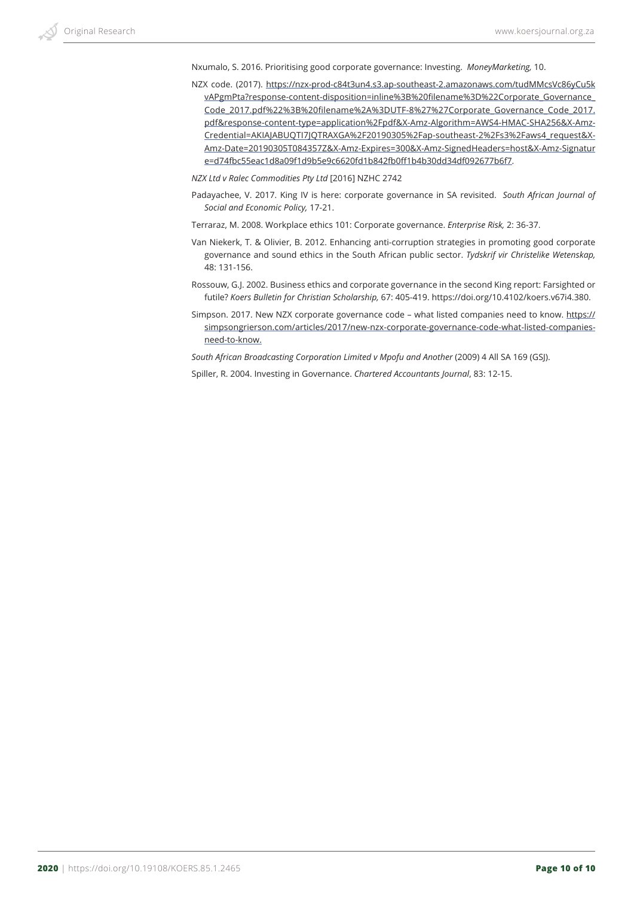Nxumalo, S. 2016. Prioritising good corporate governance: Investing. *MoneyMarketing,* 10.

NZX code. (2017). https://nzx-prod-c84t3un4.s3.ap-southeast-2.amazonaws.com/tudMMcsVc86yCu5kvAPgmPta?response-content-disposition=inline%3B%20filename%3D%22Corporate_Governance_Code_2017.pdf%22%3B%20filename%2A%3DUTF-8%27%27Corporate_Governance_Code_2017.pdf&response-content-type=application%2Fpdf&X-Amz-Algorithm=AWS4-HMAC-SHA256&X-Amz-Credential=AKIAJABUQTI7JQTRAXGA%2F20190305%2Fap-southeast-2%2Fs3%2Faws4_request&X-Amz-Date=20190305T084357Z&X-Amz-Expires=300&X-Amz-SignedHeaders=host&X-Amz-Signature=d74fbc55eac1d8a09f1d9b5e9c6620fd1b842fb0ff1b4b30dd34df092677b6f7.

*NZX Ltd v Ralec Commodities Pty Ltd* [2016] NZHC 2742

Padayachee, V. 2017. King IV is here: corporate governance in SA revisited. *South African Journal of Social and Economic Policy,* 17-21.

Terraraz, M. 2008. Workplace ethics 101: Corporate governance. *Enterprise Risk,* 2: 36-37.

Van Niekerk, T. & Olivier, B. 2012. Enhancing anti-corruption strategies in promoting good corporate governance and sound ethics in the South African public sector. *Tydskrif vir Christelike Wetenskap,* 48: 131-156.

Rossouw, G.J. 2002. Business ethics and corporate governance in the second King report: Farsighted or futile? *Koers Bulletin for Christian Scholarship,* 67: 405-419. https://doi.org/10.4102/koers.v67i4.380.

Simpson. 2017. New NZX corporate governance code – what listed companies need to know. https://simpsongrierson.com/articles/2017/new-nzx-corporate-governance-code-what-listed-companies-need-to-know.

*South African Broadcasting Corporation Limited v Mpofu and Another* (2009) 4 All SA 169 (GSJ).

Spiller, R. 2004. Investing in Governance. *Chartered Accountants Journal*, 83: 12-15.